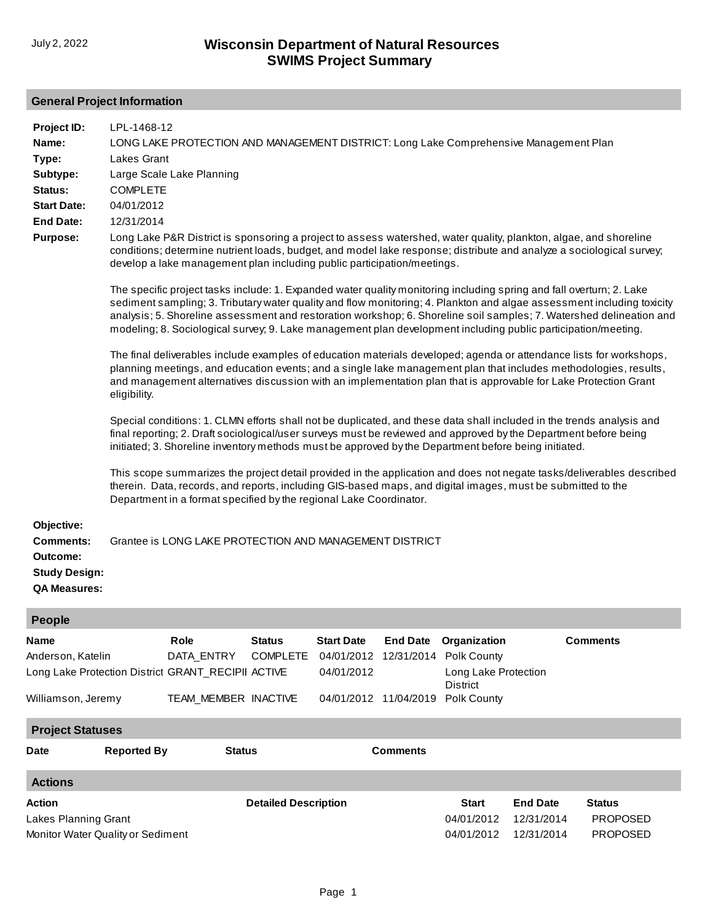# Wisconsin Department of Natural Resources
## SWIMS Project Summary

July 2, 2022

## General Project Information

**Project ID:** LPL-1468-12

**Name:** LONG LAKE PROTECTION AND MANAGEMENT DISTRICT: Long Lake Comprehensive Management Plan

**Type:** Lakes Grant

**Subtype:** Large Scale Lake Planning

**Status:** COMPLETE

**Start Date:** 04/01/2012

**End Date:** 12/31/2014

**Purpose:** Long Lake P&R District is sponsoring a project to assess watershed, water quality, plankton, algae, and shoreline conditions; determine nutrient loads, budget, and model lake response; distribute and analyze a sociological survey; develop a lake management plan including public participation/meetings.

The specific project tasks include: 1. Expanded water quality monitoring including spring and fall overturn; 2. Lake sediment sampling; 3. Tributary water quality and flow monitoring; 4. Plankton and algae assessment including toxicity analysis; 5. Shoreline assessment and restoration workshop; 6. Shoreline soil samples; 7. Watershed delineation and modeling; 8. Sociological survey; 9. Lake management plan development including public participation/meeting.

The final deliverables include examples of education materials developed; agenda or attendance lists for workshops, planning meetings, and education events; and a single lake management plan that includes methodologies, results, and management alternatives discussion with an implementation plan that is approvable for Lake Protection Grant eligibility.

Special conditions: 1. CLMN efforts shall not be duplicated, and these data shall included in the trends analysis and final reporting; 2. Draft sociological/user surveys must be reviewed and approved by the Department before being initiated; 3. Shoreline inventory methods must be approved by the Department before being initiated.

This scope summarizes the project detail provided in the application and does not negate tasks/deliverables described therein. Data, records, and reports, including GIS-based maps, and digital images, must be submitted to the Department in a format specified by the regional Lake Coordinator.

**Objective:**

**Comments:** Grantee is LONG LAKE PROTECTION AND MANAGEMENT DISTRICT

**Outcome:**

**Study Design:**

**QA Measures:**

## People

| Name | Role | Status | Start Date | End Date | Organization | Comments |
|---|---|---|---|---|---|---|
| Anderson, Katelin | DATA_ENTRY | COMPLETE | 04/01/2012 | 12/31/2014 | Polk County | |
| Long Lake Protection District | GRANT_RECIPII | ACTIVE | 04/01/2012 | | Long Lake Protection District | |
| Williamson, Jeremy | TEAM_MEMBER | INACTIVE | 04/01/2012 | 11/04/2019 | Polk County | |

## Project Statuses

| Date | Reported By | Status | Comments |
|---|---|---|---|

## Actions

| Action | Detailed Description | Start | End Date | Status |
|---|---|---|---|---|
| Lakes Planning Grant | | 04/01/2012 | 12/31/2014 | PROPOSED |
| Monitor Water Quality or Sediment | | 04/01/2012 | 12/31/2014 | PROPOSED |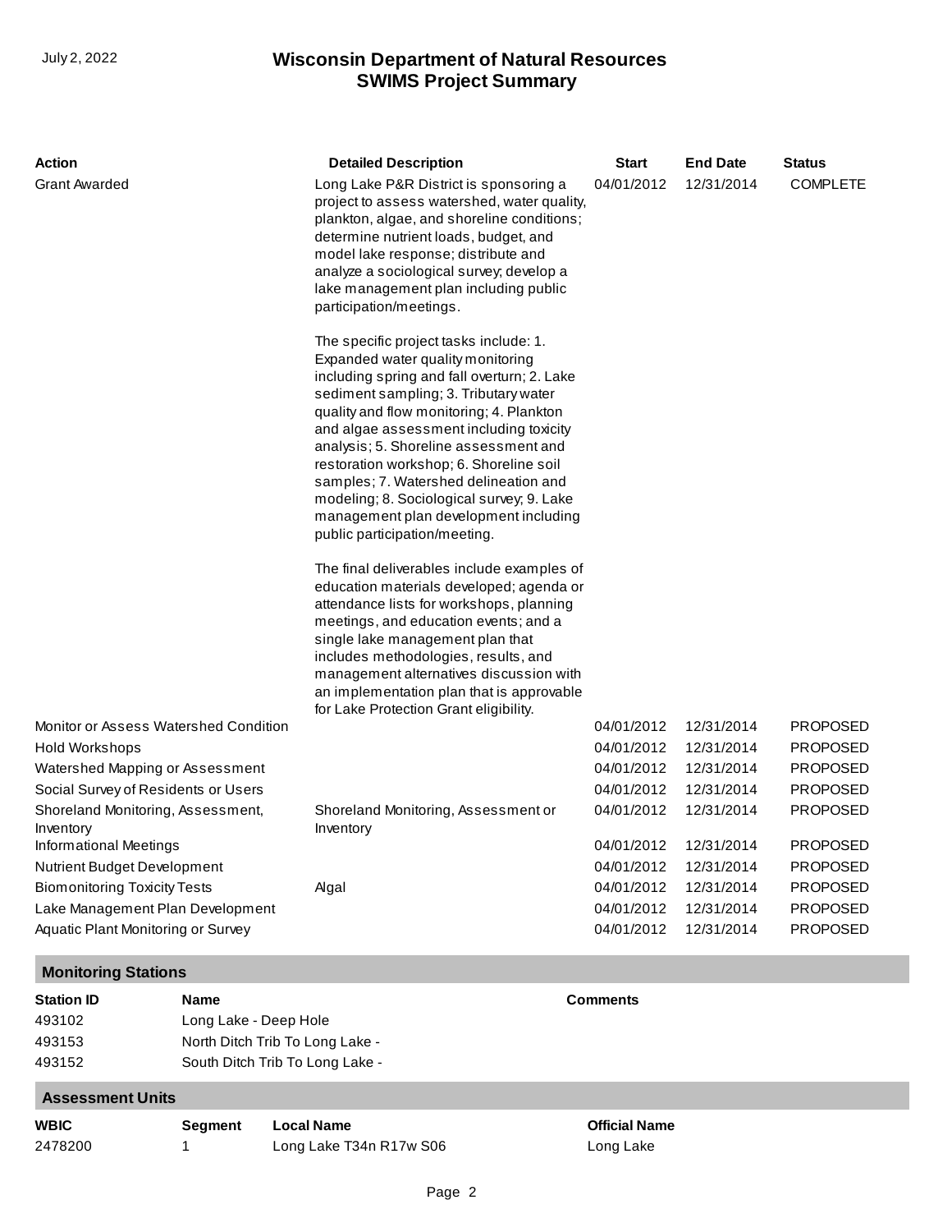| Action | Detailed Description | Start | End Date | Status |
|---|---|---|---|---|
| Grant Awarded | Long Lake P&R District is sponsoring a project to assess watershed, water quality, plankton, algae, and shoreline conditions; determine nutrient loads, budget, and model lake response; distribute and analyze a sociological survey; develop a lake management plan including public participation/meetings.<br><br>The specific project tasks include: 1. Expanded water quality monitoring including spring and fall overturn; 2. Lake sediment sampling; 3. Tributary water quality and flow monitoring; 4. Plankton and algae assessment including toxicity analysis; 5. Shoreline assessment and restoration workshop; 6. Shoreline soil samples; 7. Watershed delineation and modeling; 8. Sociological survey; 9. Lake management plan development including public participation/meeting.<br><br>The final deliverables include examples of education materials developed; agenda or attendance lists for workshops, planning meetings, and education events; and a single lake management plan that includes methodologies, results, and management alternatives discussion with an implementation plan that is approvable for Lake Protection Grant eligibility. | 04/01/2012 | 12/31/2014 | COMPLETE |
| Monitor or Assess Watershed Condition | | 04/01/2012 | 12/31/2014 | PROPOSED |
| Hold Workshops | | 04/01/2012 | 12/31/2014 | PROPOSED |
| Watershed Mapping or Assessment | | 04/01/2012 | 12/31/2014 | PROPOSED |
| Social Survey of Residents or Users | | 04/01/2012 | 12/31/2014 | PROPOSED |
| Shoreland Monitoring, Assessment, Inventory | Shoreland Monitoring, Assessment or Inventory | 04/01/2012 | 12/31/2014 | PROPOSED |
| Informational Meetings | | 04/01/2012 | 12/31/2014 | PROPOSED |
| Nutrient Budget Development | | 04/01/2012 | 12/31/2014 | PROPOSED |
| Biomonitoring Toxicity Tests | Algal | 04/01/2012 | 12/31/2014 | PROPOSED |
| Lake Management Plan Development | | 04/01/2012 | 12/31/2014 | PROPOSED |
| Aquatic Plant Monitoring or Survey | | 04/01/2012 | 12/31/2014 | PROPOSED |

## Monitoring Stations

| Station ID | Name | Comments |
|---|---|---|
| 493102 | Long Lake - Deep Hole | |
| 493153 | North Ditch Trib To Long Lake - | |
| 493152 | South Ditch Trib To Long Lake - | |

## Assessment Units

| WBIC | Segment | Local Name | Official Name |
|---|---|---|---|
| 2478200 | 1 | Long Lake T34n R17w S06 | Long Lake |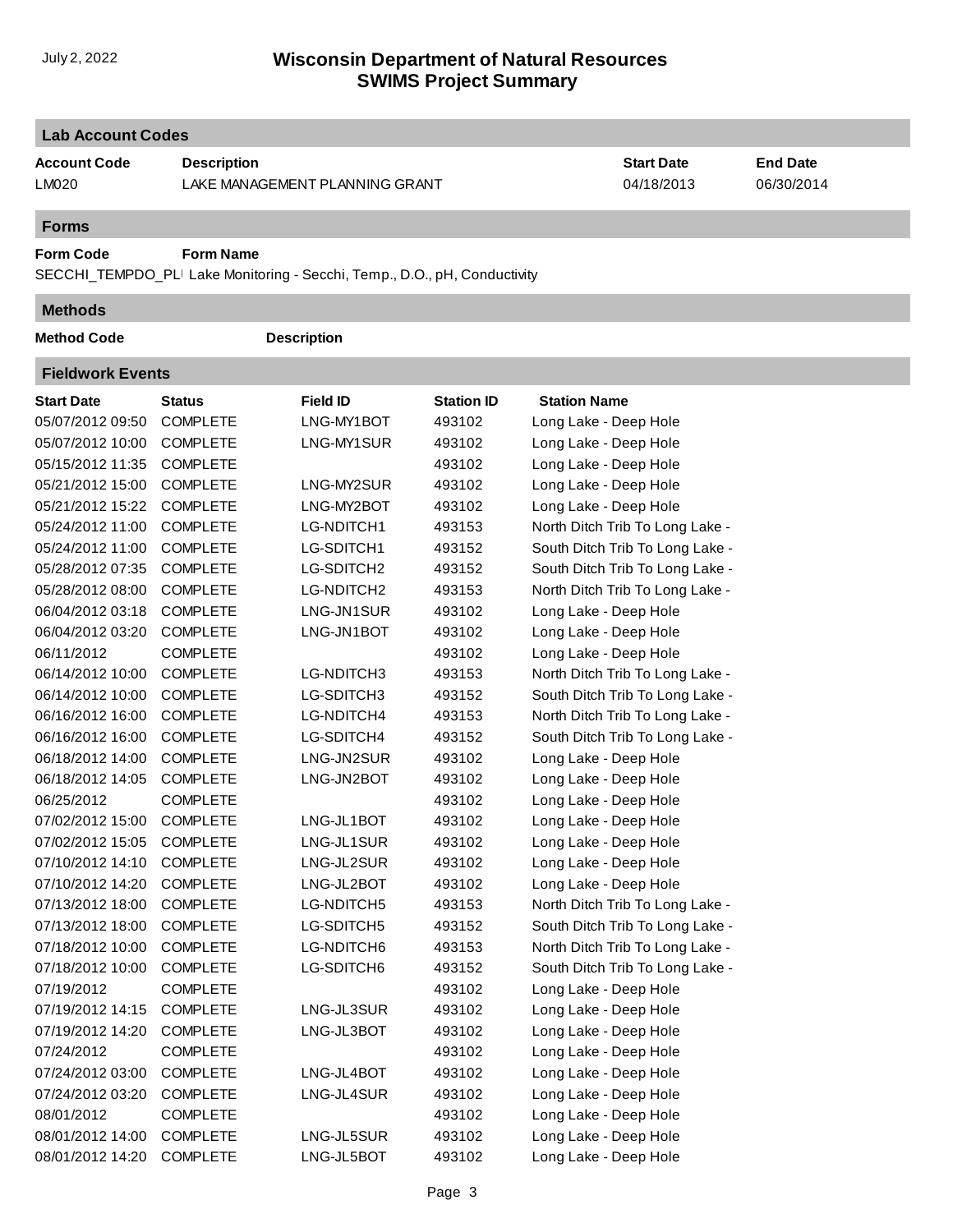# Wisconsin Department of Natural Resources
# SWIMS Project Summary

## Lab Account Codes

| Account Code | Description | Start Date | End Date |
|---|---|---|---|
| LM020 | LAKE MANAGEMENT PLANNING GRANT | 04/18/2013 | 06/30/2014 |

## Forms

| Form Code | Form Name |
|---|---|
| SECCHI_TEMPDO_PLI | Lake Monitoring - Secchi, Temp., D.O., pH, Conductivity |

## Methods

| Method Code | Description |
|---|---|

## Fieldwork Events

| Start Date | Status | Field ID | Station ID | Station Name |
|---|---|---|---|---|
| 05/07/2012 09:50 | COMPLETE | LNG-MY1BOT | 493102 | Long Lake - Deep Hole |
| 05/07/2012 10:00 | COMPLETE | LNG-MY1SUR | 493102 | Long Lake - Deep Hole |
| 05/15/2012 11:35 | COMPLETE | | 493102 | Long Lake - Deep Hole |
| 05/21/2012 15:00 | COMPLETE | LNG-MY2SUR | 493102 | Long Lake - Deep Hole |
| 05/21/2012 15:22 | COMPLETE | LNG-MY2BOT | 493102 | Long Lake - Deep Hole |
| 05/24/2012 11:00 | COMPLETE | LG-NDITCH1 | 493153 | North Ditch Trib To Long Lake - |
| 05/24/2012 11:00 | COMPLETE | LG-SDITCH1 | 493152 | South Ditch Trib To Long Lake - |
| 05/28/2012 07:35 | COMPLETE | LG-SDITCH2 | 493152 | South Ditch Trib To Long Lake - |
| 05/28/2012 08:00 | COMPLETE | LG-NDITCH2 | 493153 | North Ditch Trib To Long Lake - |
| 06/04/2012 03:18 | COMPLETE | LNG-JN1SUR | 493102 | Long Lake - Deep Hole |
| 06/04/2012 03:20 | COMPLETE | LNG-JN1BOT | 493102 | Long Lake - Deep Hole |
| 06/11/2012 | COMPLETE | | 493102 | Long Lake - Deep Hole |
| 06/14/2012 10:00 | COMPLETE | LG-NDITCH3 | 493153 | North Ditch Trib To Long Lake - |
| 06/14/2012 10:00 | COMPLETE | LG-SDITCH3 | 493152 | South Ditch Trib To Long Lake - |
| 06/16/2012 16:00 | COMPLETE | LG-NDITCH4 | 493153 | North Ditch Trib To Long Lake - |
| 06/16/2012 16:00 | COMPLETE | LG-SDITCH4 | 493152 | South Ditch Trib To Long Lake - |
| 06/18/2012 14:00 | COMPLETE | LNG-JN2SUR | 493102 | Long Lake - Deep Hole |
| 06/18/2012 14:05 | COMPLETE | LNG-JN2BOT | 493102 | Long Lake - Deep Hole |
| 06/25/2012 | COMPLETE | | 493102 | Long Lake - Deep Hole |
| 07/02/2012 15:00 | COMPLETE | LNG-JL1BOT | 493102 | Long Lake - Deep Hole |
| 07/02/2012 15:05 | COMPLETE | LNG-JL1SUR | 493102 | Long Lake - Deep Hole |
| 07/10/2012 14:10 | COMPLETE | LNG-JL2SUR | 493102 | Long Lake - Deep Hole |
| 07/10/2012 14:20 | COMPLETE | LNG-JL2BOT | 493102 | Long Lake - Deep Hole |
| 07/13/2012 18:00 | COMPLETE | LG-NDITCH5 | 493153 | North Ditch Trib To Long Lake - |
| 07/13/2012 18:00 | COMPLETE | LG-SDITCH5 | 493152 | South Ditch Trib To Long Lake - |
| 07/18/2012 10:00 | COMPLETE | LG-NDITCH6 | 493153 | North Ditch Trib To Long Lake - |
| 07/18/2012 10:00 | COMPLETE | LG-SDITCH6 | 493152 | South Ditch Trib To Long Lake - |
| 07/19/2012 | COMPLETE | | 493102 | Long Lake - Deep Hole |
| 07/19/2012 14:15 | COMPLETE | LNG-JL3SUR | 493102 | Long Lake - Deep Hole |
| 07/19/2012 14:20 | COMPLETE | LNG-JL3BOT | 493102 | Long Lake - Deep Hole |
| 07/24/2012 | COMPLETE | | 493102 | Long Lake - Deep Hole |
| 07/24/2012 03:00 | COMPLETE | LNG-JL4BOT | 493102 | Long Lake - Deep Hole |
| 07/24/2012 03:20 | COMPLETE | LNG-JL4SUR | 493102 | Long Lake - Deep Hole |
| 08/01/2012 | COMPLETE | | 493102 | Long Lake - Deep Hole |
| 08/01/2012 14:00 | COMPLETE | LNG-JL5SUR | 493102 | Long Lake - Deep Hole |
| 08/01/2012 14:20 | COMPLETE | LNG-JL5BOT | 493102 | Long Lake - Deep Hole |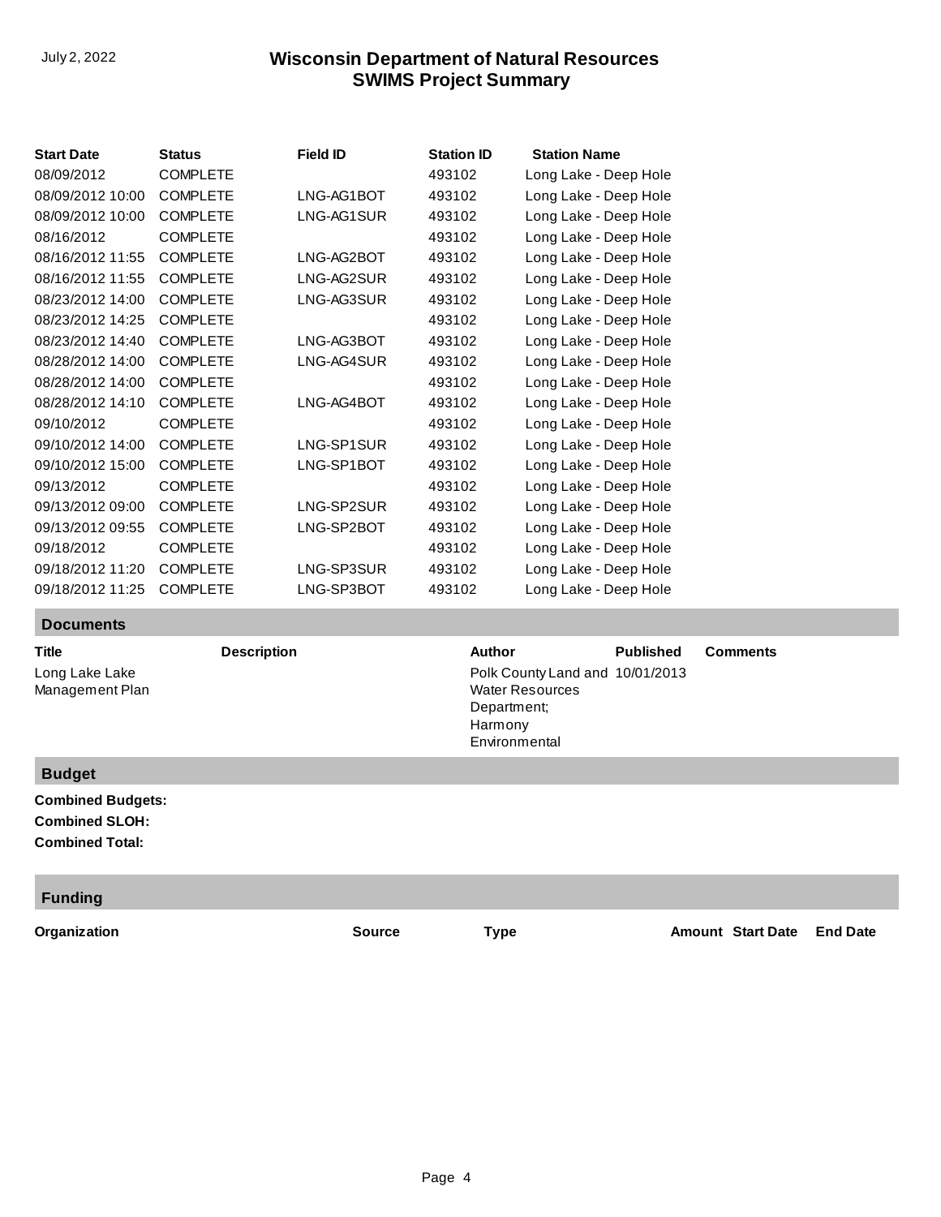| Start Date | Status | Field ID | Station ID | Station Name |
|---|---|---|---|---|
| 08/09/2012 | COMPLETE | | 493102 | Long Lake - Deep Hole |
| 08/09/2012 10:00 | COMPLETE | LNG-AG1BOT | 493102 | Long Lake - Deep Hole |
| 08/09/2012 10:00 | COMPLETE | LNG-AG1SUR | 493102 | Long Lake - Deep Hole |
| 08/16/2012 | COMPLETE | | 493102 | Long Lake - Deep Hole |
| 08/16/2012 11:55 | COMPLETE | LNG-AG2BOT | 493102 | Long Lake - Deep Hole |
| 08/16/2012 11:55 | COMPLETE | LNG-AG2SUR | 493102 | Long Lake - Deep Hole |
| 08/23/2012 14:00 | COMPLETE | LNG-AG3SUR | 493102 | Long Lake - Deep Hole |
| 08/23/2012 14:25 | COMPLETE | | 493102 | Long Lake - Deep Hole |
| 08/23/2012 14:40 | COMPLETE | LNG-AG3BOT | 493102 | Long Lake - Deep Hole |
| 08/28/2012 14:00 | COMPLETE | LNG-AG4SUR | 493102 | Long Lake - Deep Hole |
| 08/28/2012 14:00 | COMPLETE | | 493102 | Long Lake - Deep Hole |
| 08/28/2012 14:10 | COMPLETE | LNG-AG4BOT | 493102 | Long Lake - Deep Hole |
| 09/10/2012 | COMPLETE | | 493102 | Long Lake - Deep Hole |
| 09/10/2012 14:00 | COMPLETE | LNG-SP1SUR | 493102 | Long Lake - Deep Hole |
| 09/10/2012 15:00 | COMPLETE | LNG-SP1BOT | 493102 | Long Lake - Deep Hole |
| 09/13/2012 | COMPLETE | | 493102 | Long Lake - Deep Hole |
| 09/13/2012 09:00 | COMPLETE | LNG-SP2SUR | 493102 | Long Lake - Deep Hole |
| 09/13/2012 09:55 | COMPLETE | LNG-SP2BOT | 493102 | Long Lake - Deep Hole |
| 09/18/2012 | COMPLETE | | 493102 | Long Lake - Deep Hole |
| 09/18/2012 11:20 | COMPLETE | LNG-SP3SUR | 493102 | Long Lake - Deep Hole |
| 09/18/2012 11:25 | COMPLETE | LNG-SP3BOT | 493102 | Long Lake - Deep Hole |

## Documents

| Title | Description | Author | Published | Comments |
|---|---|---|---|---|
| Long Lake Lake Management Plan | | Polk County Land and Water Resources Department; Harmony Environmental | 10/01/2013 | |

## Budget

**Combined Budgets:**

**Combined SLOH:**

**Combined Total:**

## Funding

| Organization | Source | Type | Amount | Start Date | End Date |
|---|---|---|---|---|---|